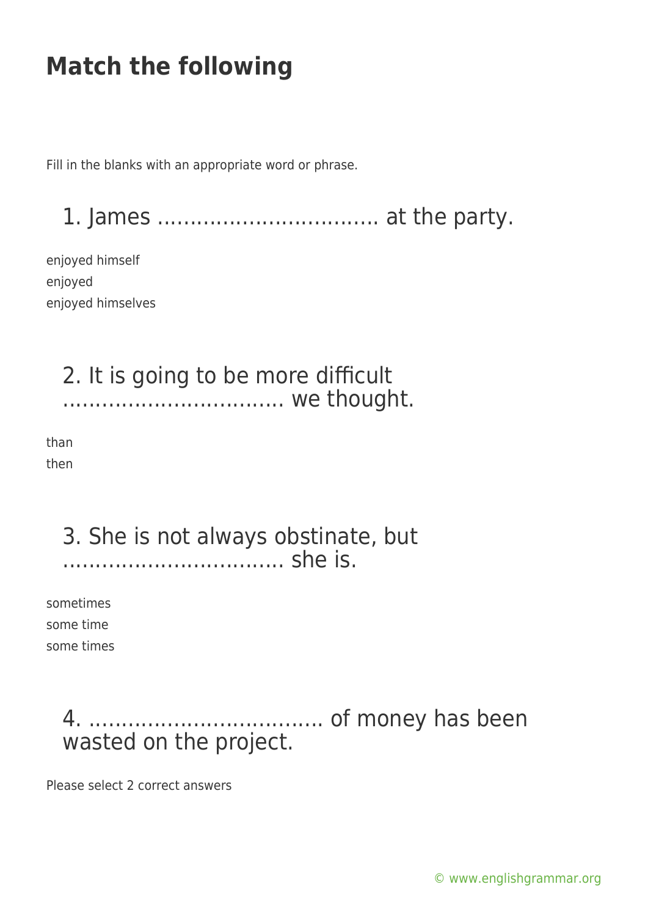# Match the following

Fill in the blanks with an appropriate word or phrase.

## 1. James ................................ at the party.

enjoyed himself
enjoyed
enjoyed himselves

## 2. It is going to be more difficult ................................ we thought.

than
then

## 3. She is not always obstinate, but ................................ she is.

sometimes
some time
some times

## 4. ................................ of money has been wasted on the project.

Please select 2 correct answers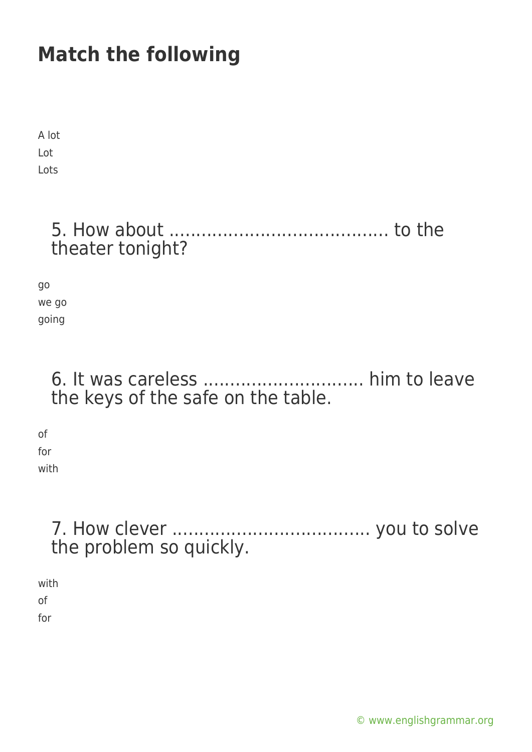# Match the following

A lot
Lot
Lots

## 5. How about ........................................ to the theater tonight?

go
we go
going

## 6. It was careless ............................. him to leave the keys of the safe on the table.

of
for
with

## 7. How clever .................................... you to solve the problem so quickly.

with
of
for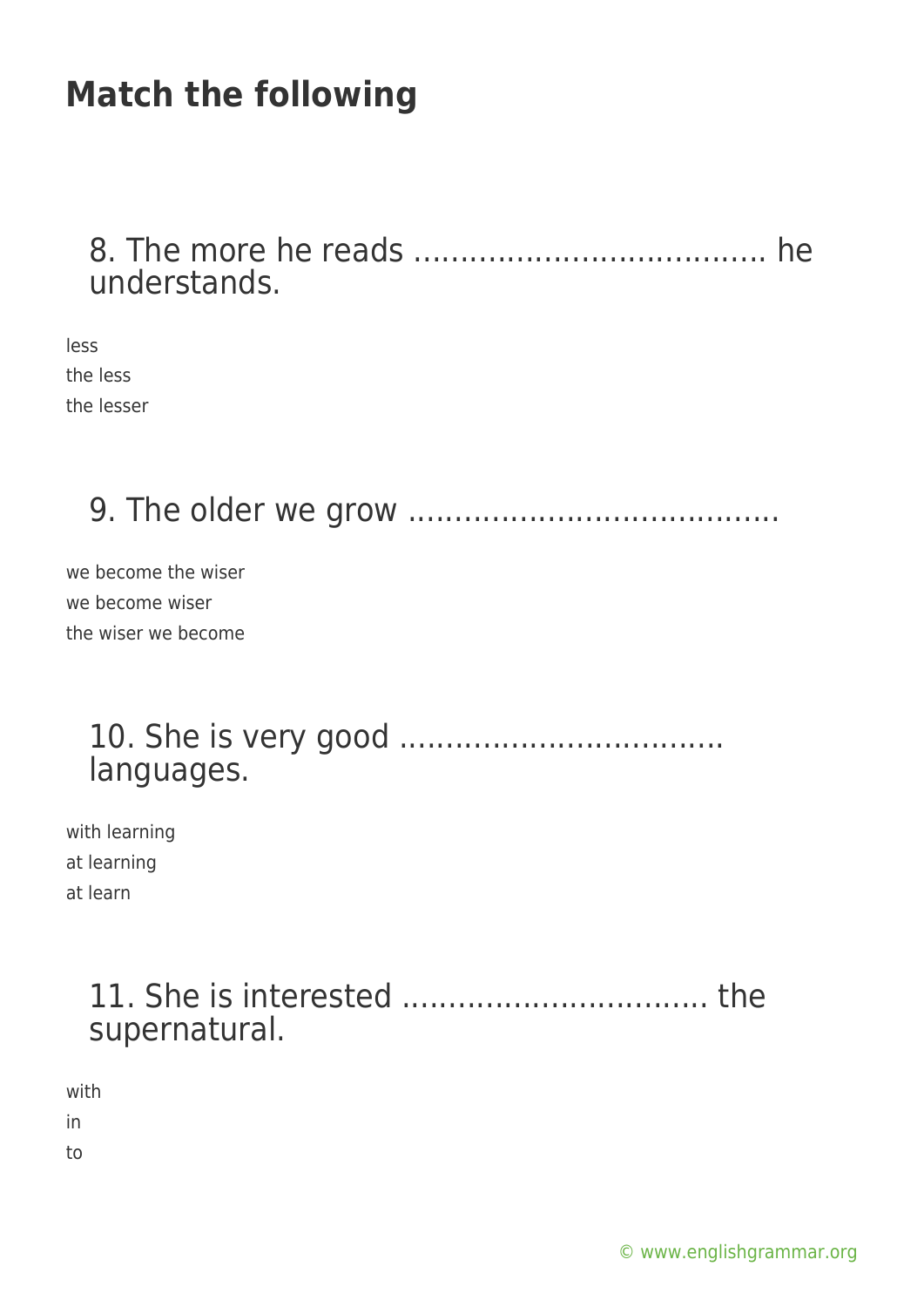# Match the following

## 8. The more he reads ..................................... he understands.

less
the less
the lesser

## 9. The older we grow .......................................

we become the wiser
we become wiser
the wiser we become

## 10. She is very good ................................... languages.

with learning
at learning
at learn

## 11. She is interested ................................. the supernatural.

with
in
to

© www.englishgrammar.org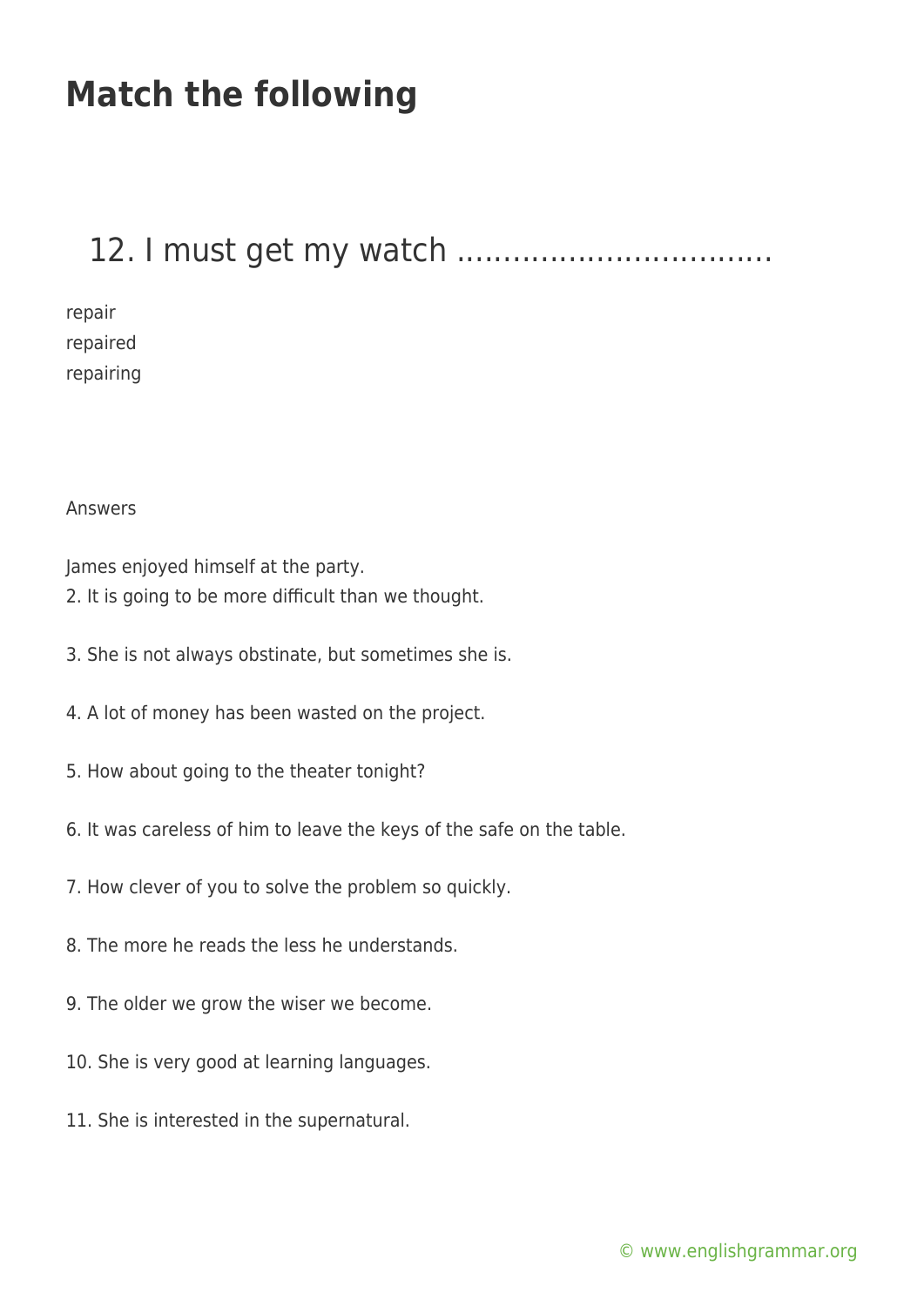# Match the following

## 12. I must get my watch ................................

repair
repaired
repairing

Answers

James enjoyed himself at the party.
2. It is going to be more difficult than we thought.

3. She is not always obstinate, but sometimes she is.

4. A lot of money has been wasted on the project.

5. How about going to the theater tonight?

6. It was careless of him to leave the keys of the safe on the table.

7. How clever of you to solve the problem so quickly.

8. The more he reads the less he understands.

9. The older we grow the wiser we become.

10. She is very good at learning languages.

11. She is interested in the supernatural.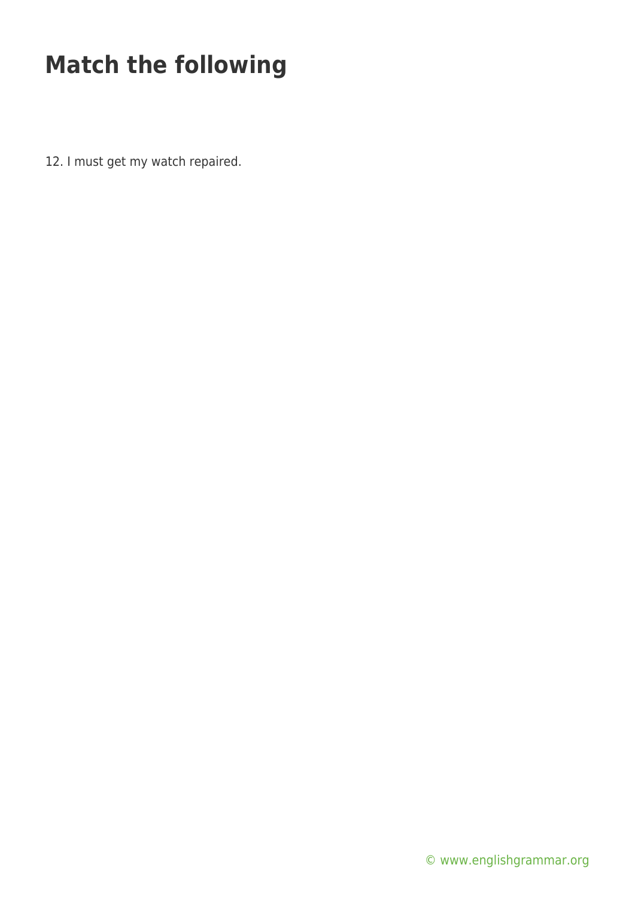# Match the following

12. I must get my watch repaired.